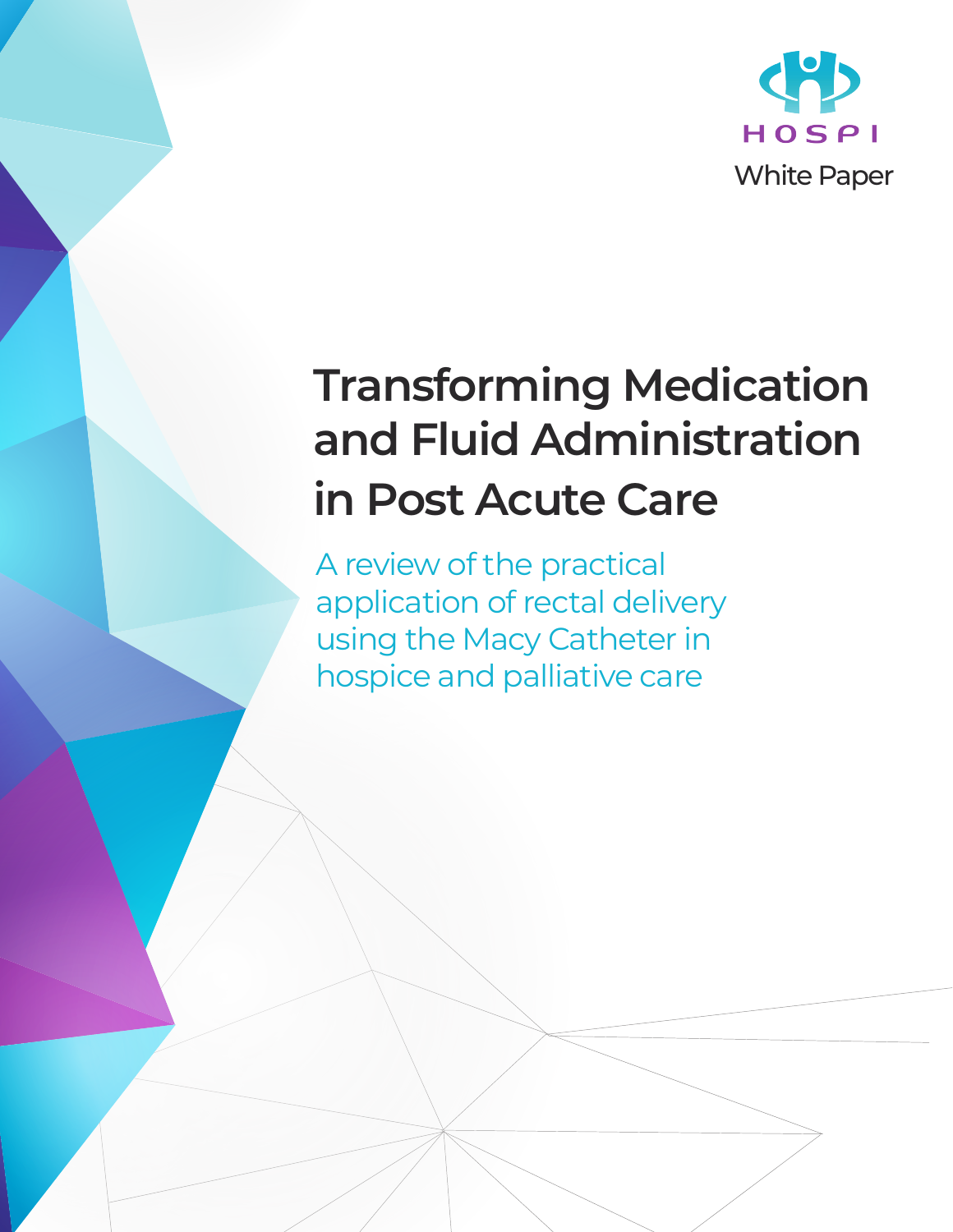HOSPI

White Paper

# Transforming Medication and Fluid Administration in Post Acute Care

A review of the practical application of rectal delivery using the Macy Catheter in hospice and palliative care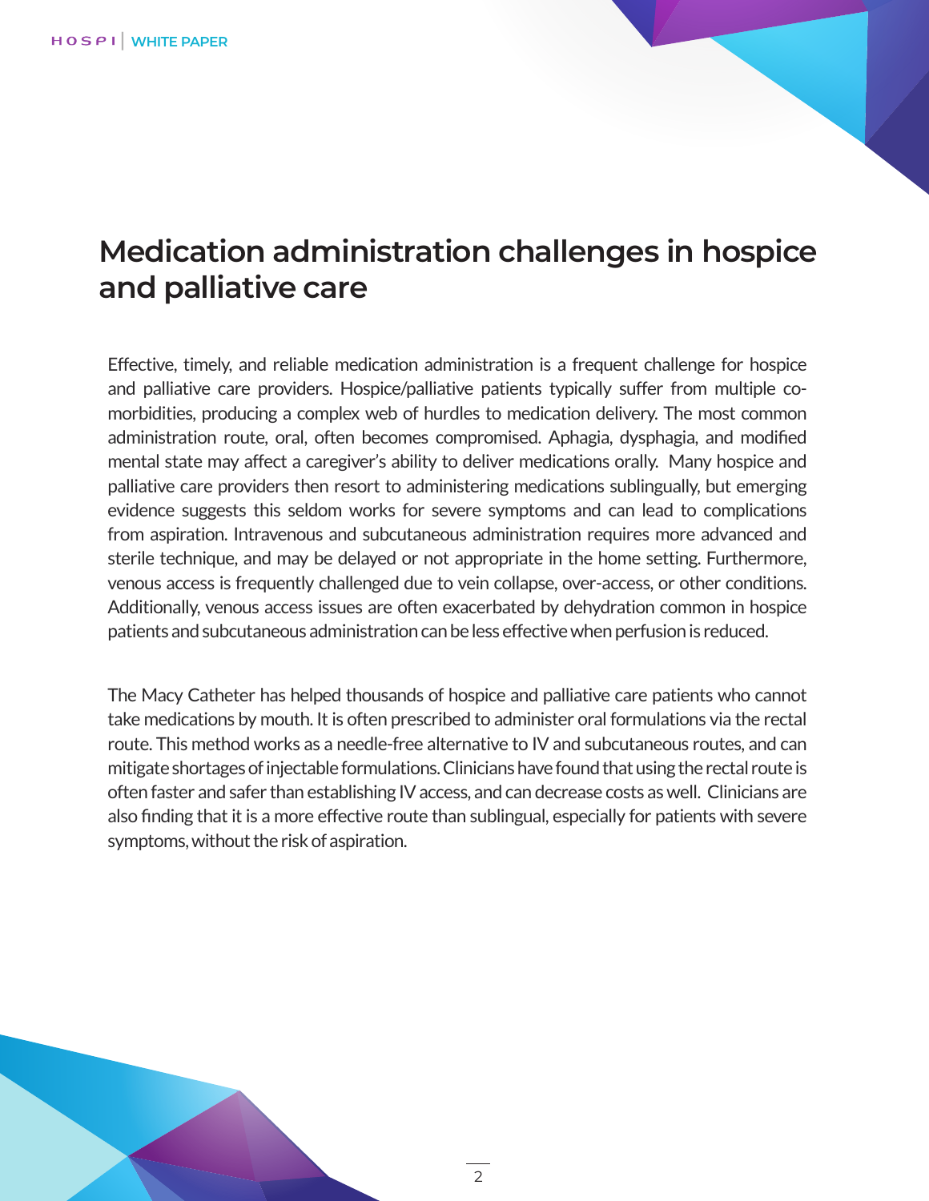# Medication administration challenges in hospice and palliative care

Effective, timely, and reliable medication administration is a frequent challenge for hospice and palliative care providers. Hospice/palliative patients typically suffer from multiple co-morbidities, producing a complex web of hurdles to medication delivery. The most common administration route, oral, often becomes compromised. Aphagia, dysphagia, and modified mental state may affect a caregiver's ability to deliver medications orally. Many hospice and palliative care providers then resort to administering medications sublingually, but emerging evidence suggests this seldom works for severe symptoms and can lead to complications from aspiration. Intravenous and subcutaneous administration requires more advanced and sterile technique, and may be delayed or not appropriate in the home setting. Furthermore, venous access is frequently challenged due to vein collapse, over-access, or other conditions. Additionally, venous access issues are often exacerbated by dehydration common in hospice patients and subcutaneous administration can be less effective when perfusion is reduced.

The Macy Catheter has helped thousands of hospice and palliative care patients who cannot take medications by mouth. It is often prescribed to administer oral formulations via the rectal route. This method works as a needle-free alternative to IV and subcutaneous routes, and can mitigate shortages of injectable formulations. Clinicians have found that using the rectal route is often faster and safer than establishing IV access, and can decrease costs as well. Clinicians are also finding that it is a more effective route than sublingual, especially for patients with severe symptoms, without the risk of aspiration.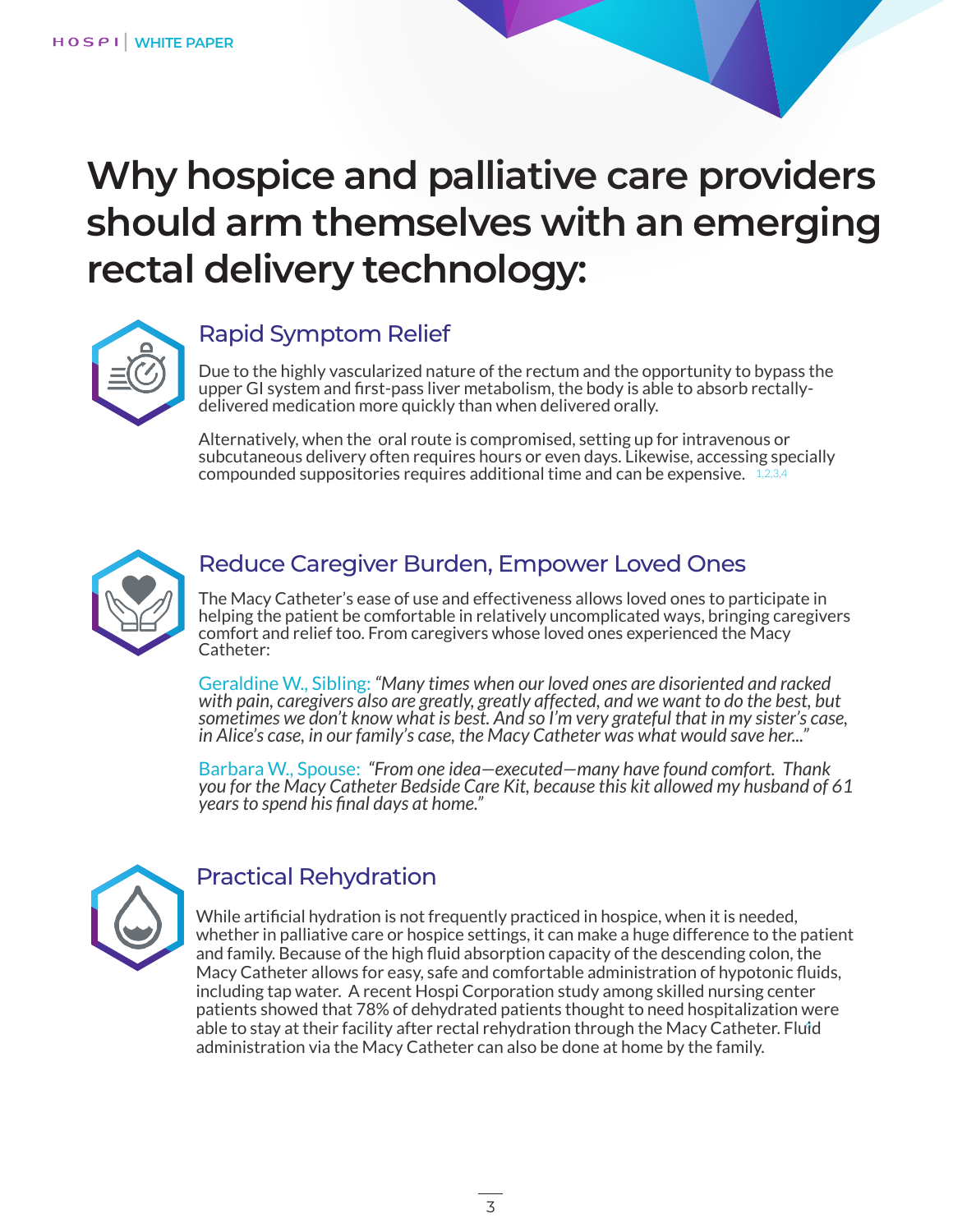# Why hospice and palliative care providers should arm themselves with an emerging rectal delivery technology:

## Rapid Symptom Relief

Due to the highly vascularized nature of the rectum and the opportunity to bypass the upper GI system and first-pass liver metabolism, the body is able to absorb rectally-delivered medication more quickly than when delivered orally.

Alternatively, when the oral route is compromised, setting up for intravenous or subcutaneous delivery often requires hours or even days. Likewise, accessing specially compounded suppositories requires additional time and can be expensive. [1,2,3,4]

## Reduce Caregiver Burden, Empower Loved Ones

The Macy Catheter's ease of use and effectiveness allows loved ones to participate in helping the patient be comfortable in relatively uncomplicated ways, bringing caregivers comfort and relief too. From caregivers whose loved ones experienced the Macy Catheter:

Geraldine W., Sibling: *"Many times when our loved ones are disoriented and racked with pain, caregivers also are greatly, greatly affected, and we want to do the best, but sometimes we don't know what is best. And so I'm very grateful that in my sister's case, in Alice's case, in our family's case, the Macy Catheter was what would save her..."*

Barbara W., Spouse: *"From one idea—executed—many have found comfort. Thank you for the Macy Catheter Bedside Care Kit, because this kit allowed my husband of 61 years to spend his final days at home."*

## Practical Rehydration

While artificial hydration is not frequently practiced in hospice, when it is needed, whether in palliative care or hospice settings, it can make a huge difference to the patient and family. Because of the high fluid absorption capacity of the descending colon, the Macy Catheter allows for easy, safe and comfortable administration of hypotonic fluids, including tap water. A recent Hospi Corporation study among skilled nursing center patients showed that 78% of dehydrated patients thought to need hospitalization were able to stay at their facility after rectal rehydration through the Macy Catheter. Fluid administration via the Macy Catheter can also be done at home by the family.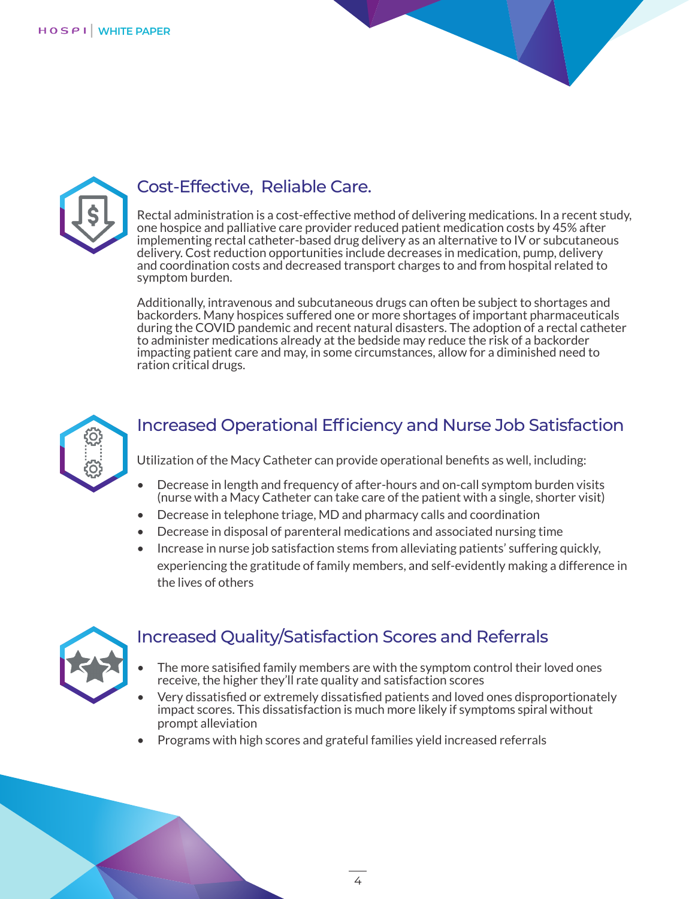## Cost-Effective, Reliable Care.

Rectal administration is a cost-effective method of delivering medications. In a recent study, one hospice and palliative care provider reduced patient medication costs by 45% after implementing rectal catheter-based drug delivery as an alternative to IV or subcutaneous delivery. Cost reduction opportunities include decreases in medication, pump, delivery and coordination costs and decreased transport charges to and from hospital related to symptom burden.

Additionally, intravenous and subcutaneous drugs can often be subject to shortages and backorders. Many hospices suffered one or more shortages of important pharmaceuticals during the COVID pandemic and recent natural disasters. The adoption of a rectal catheter to administer medications already at the bedside may reduce the risk of a backorder impacting patient care and may, in some circumstances, allow for a diminished need to ration critical drugs.

## Increased Operational Efficiency and Nurse Job Satisfaction

Utilization of the Macy Catheter can provide operational benefits as well, including:

- Decrease in length and frequency of after-hours and on-call symptom burden visits (nurse with a Macy Catheter can take care of the patient with a single, shorter visit)
- Decrease in telephone triage, MD and pharmacy calls and coordination
- Decrease in disposal of parenteral medications and associated nursing time
- Increase in nurse job satisfaction stems from alleviating patients' suffering quickly, experiencing the gratitude of family members, and self-evidently making a difference in the lives of others

## Increased Quality/Satisfaction Scores and Referrals

- The more satisified family members are with the symptom control their loved ones receive, the higher they'll rate quality and satisfaction scores
- Very dissatisfied or extremely dissatisfied patients and loved ones disproportionately impact scores. This dissatisfaction is much more likely if symptoms spiral without prompt alleviation
- Programs with high scores and grateful families yield increased referrals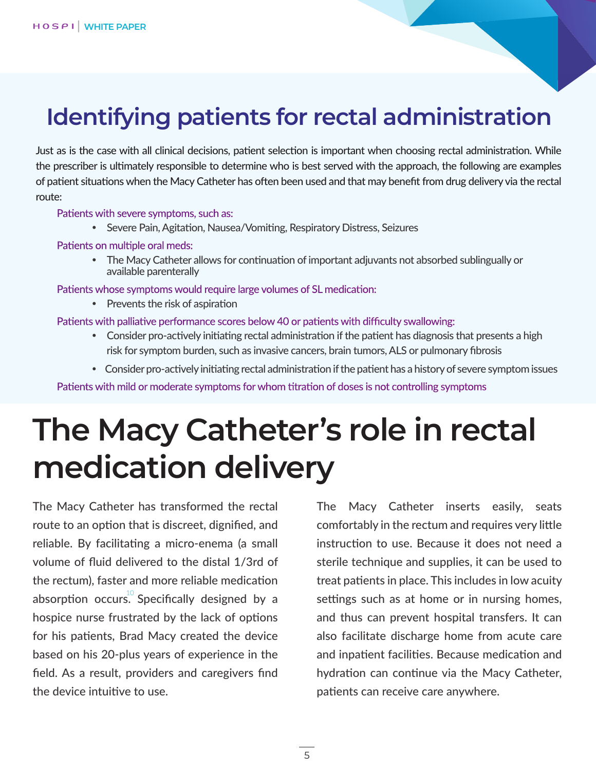## Identifying patients for rectal administration

Just as is the case with all clinical decisions, patient selection is important when choosing rectal administration. While the prescriber is ultimately responsible to determine who is best served with the approach, the following are examples of patient situations when the Macy Catheter has often been used and that may benefit from drug delivery via the rectal route:

Patients with severe symptoms, such as:

- Severe Pain, Agitation, Nausea/Vomiting, Respiratory Distress, Seizures

Patients on multiple oral meds:

- The Macy Catheter allows for continuation of important adjuvants not absorbed sublingually or available parenterally

Patients whose symptoms would require large volumes of SL medication:

- Prevents the risk of aspiration

Patients with palliative performance scores below 40 or patients with difficulty swallowing:

- Consider pro-actively initiating rectal administration if the patient has diagnosis that presents a high risk for symptom burden, such as invasive cancers, brain tumors, ALS or pulmonary fibrosis
- Consider pro-actively initiating rectal administration if the patient has a history of severe symptom issues

Patients with mild or moderate symptoms for whom titration of doses is not controlling symptoms

# The Macy Catheter's role in rectal medication delivery

The Macy Catheter has transformed the rectal route to an option that is discreet, dignified, and reliable. By facilitating a micro-enema (a small volume of fluid delivered to the distal 1/3rd of the rectum), faster and more reliable medication absorption occurs.[10] Specifically designed by a hospice nurse frustrated by the lack of options for his patients, Brad Macy created the device based on his 20-plus years of experience in the field. As a result, providers and caregivers find the device intuitive to use.

The Macy Catheter inserts easily, seats comfortably in the rectum and requires very little instruction to use. Because it does not need a sterile technique and supplies, it can be used to treat patients in place. This includes in low acuity settings such as at home or in nursing homes, and thus can prevent hospital transfers. It can also facilitate discharge home from acute care and inpatient facilities. Because medication and hydration can continue via the Macy Catheter, patients can receive care anywhere.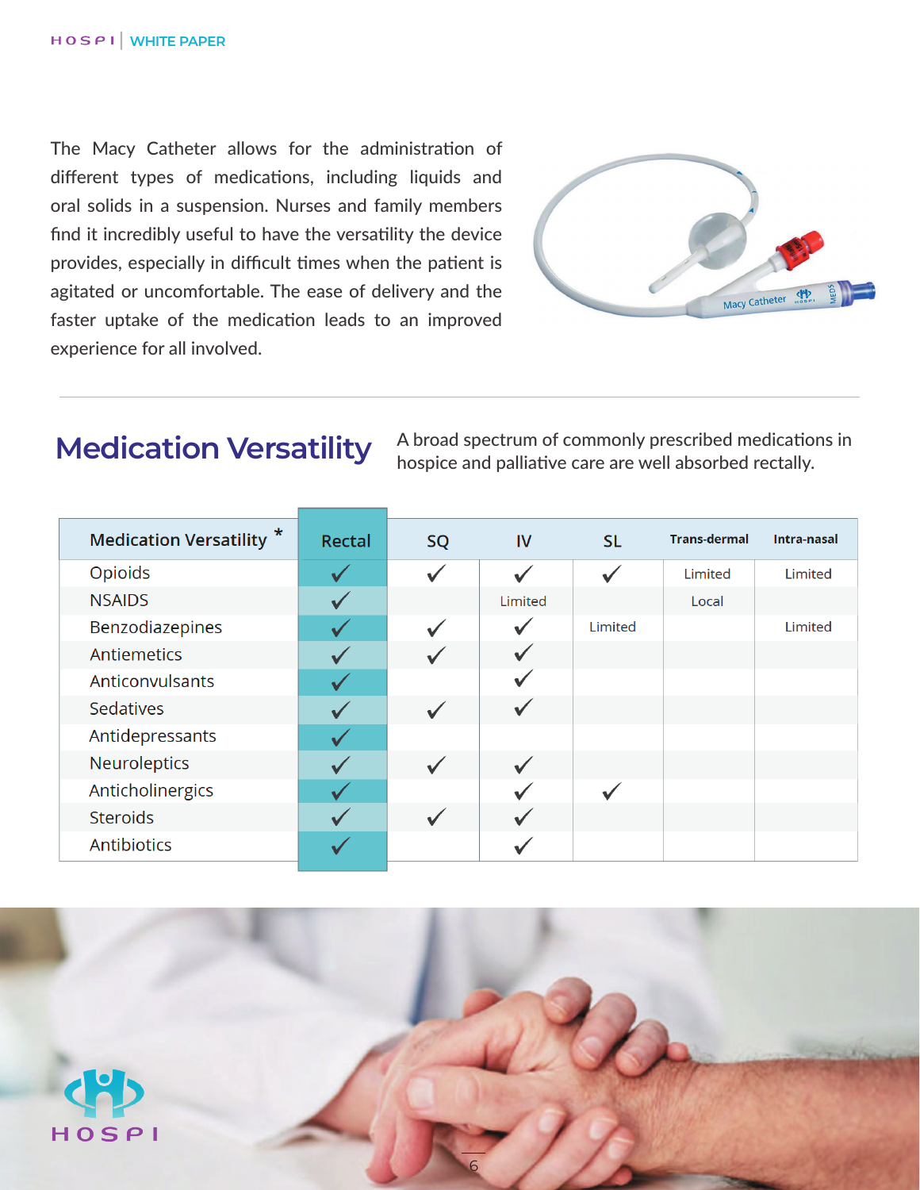The Macy Catheter allows for the administration of different types of medications, including liquids and oral solids in a suspension. Nurses and family members find it incredibly useful to have the versatility the device provides, especially in difficult times when the patient is agitated or uncomfortable. The ease of delivery and the faster uptake of the medication leads to an improved experience for all involved.

## Medication Versatility

A broad spectrum of commonly prescribed medications in hospice and palliative care are well absorbed rectally.

| Medication Versatility * | Rectal | SQ | IV | SL | Trans-dermal | Intra-nasal |
|---|---|---|---|---|---|---|
| Opioids | ✓ | ✓ | ✓ | ✓ | Limited | Limited |
| NSAIDS | ✓ | | Limited | | Local | |
| Benzodiazepines | ✓ | ✓ | ✓ | Limited | | Limited |
| Antiemetics | ✓ | ✓ | ✓ | | | |
| Anticonvulsants | ✓ | | ✓ | | | |
| Sedatives | ✓ | ✓ | ✓ | | | |
| Antidepressants | ✓ | | | | | |
| Neuroleptics | ✓ | ✓ | ✓ | | | |
| Anticholinergics | ✓ | | ✓ | ✓ | | |
| Steroids | ✓ | ✓ | ✓ | | | |
| Antibiotics | ✓ | | ✓ | | | |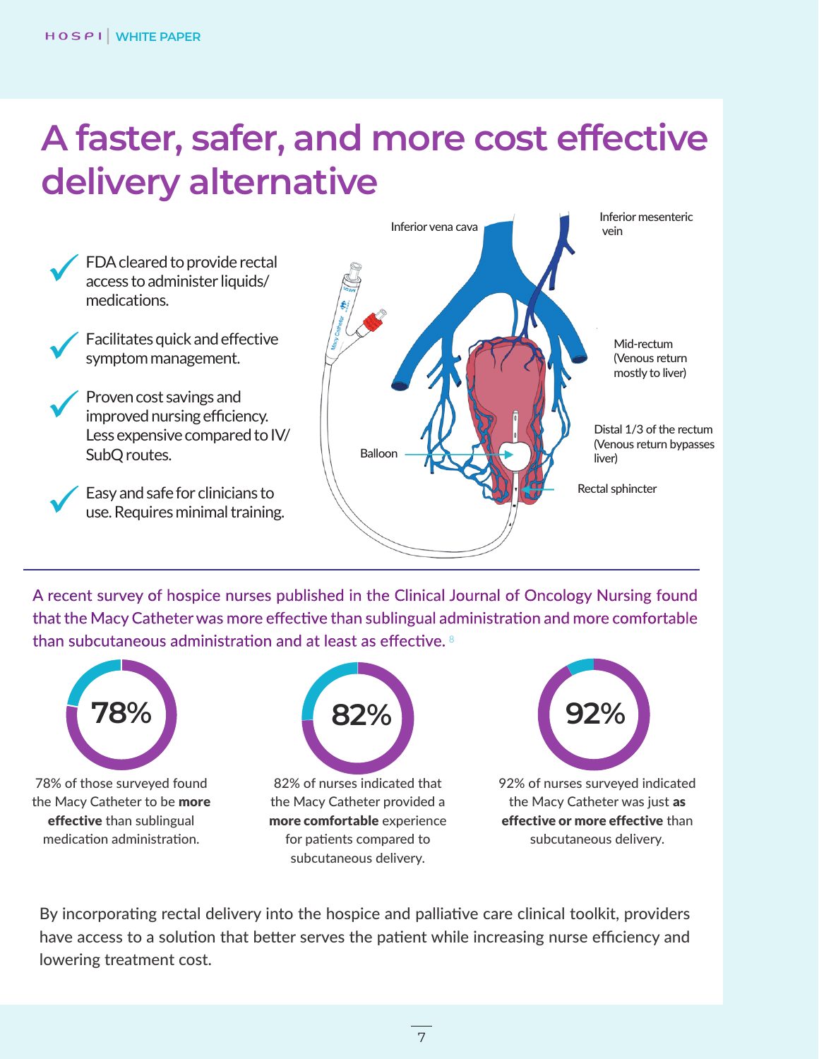# A faster, safer, and more cost effective delivery alternative

- FDA cleared to provide rectal access to administer liquids/ medications.
- Facilitates quick and effective symptom management.
- Proven cost savings and improved nursing efficiency. Less expensive compared to IV/ SubQ routes.
- Easy and safe for clinicians to use. Requires minimal training.

Inferior vena cava

Inferior mesenteric vein

Mid-rectum (Venous return mostly to liver)

Distal 1/3 of the rectum (Venous return bypasses liver)

Balloon

Rectal sphincter

A recent survey of hospice nurses published in the Clinical Journal of Oncology Nursing found that the Macy Catheter was more effective than sublingual administration and more comfortable than subcutaneous administration and at least as effective. [8]

**78%**

78% of those surveyed found the Macy Catheter to be **more effective** than sublingual medication administration.

**82%**

82% of nurses indicated that the Macy Catheter provided a **more comfortable** experience for patients compared to subcutaneous delivery.

**92%**

92% of nurses surveyed indicated the Macy Catheter was just **as effective or more effective** than subcutaneous delivery.

By incorporating rectal delivery into the hospice and palliative care clinical toolkit, providers have access to a solution that better serves the patient while increasing nurse efficiency and lowering treatment cost.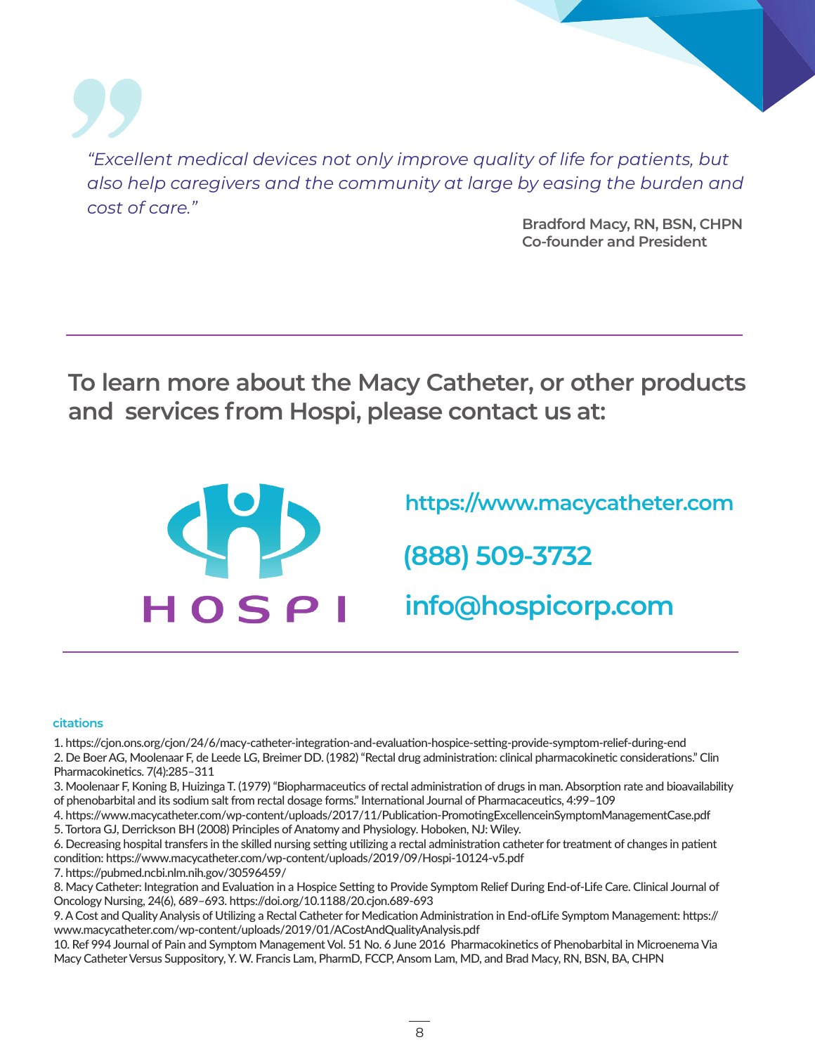*"Excellent medical devices not only improve quality of life for patients, but also help caregivers and the community at large by easing the burden and cost of care."*

**Bradford Macy, RN, BSN, CHPN**
**Co-founder and President**

---

## To learn more about the Macy Catheter, or other products and services from Hospi, please contact us at:

HOSPI

**https://www.macycatheter.com**

**(888) 509-3732**

**info@hospicorp.com**

---

**citations**

1. https://cjon.ons.org/cjon/24/6/macy-catheter-integration-and-evaluation-hospice-setting-provide-symptom-relief-during-end
2. De Boer AG, Moolenaar F, de Leede LG, Breimer DD. (1982) "Rectal drug administration: clinical pharmacokinetic considerations." Clin Pharmacokinetics. 7(4):285–311
3. Moolenaar F, Koning B, Huizinga T. (1979) "Biopharmaceutics of rectal administration of drugs in man. Absorption rate and bioavailability of phenobarbital and its sodium salt from rectal dosage forms." International Journal of Pharmacaceutics, 4:99–109
4. https://www.macycatheter.com/wp-content/uploads/2017/11/Publication-PromotingExcellenceinSymptomManagementCase.pdf
5. Tortora GJ, Derrickson BH (2008) Principles of Anatomy and Physiology. Hoboken, NJ: Wiley.
6. Decreasing hospital transfers in the skilled nursing setting utilizing a rectal administration catheter for treatment of changes in patient condition: https://www.macycatheter.com/wp-content/uploads/2019/09/Hospi-10124-v5.pdf
7. https://pubmed.ncbi.nlm.nih.gov/30596459/
8. Macy Catheter: Integration and Evaluation in a Hospice Setting to Provide Symptom Relief During End-of-Life Care. Clinical Journal of Oncology Nursing, 24(6), 689–693. https://doi.org/10.1188/20.cjon.689-693
9. A Cost and Quality Analysis of Utilizing a Rectal Catheter for Medication Administration in End-ofLife Symptom Management: https://www.macycatheter.com/wp-content/uploads/2019/01/ACostAndQualityAnalysis.pdf
10. Ref 994 Journal of Pain and Symptom Management Vol. 51 No. 6 June 2016 Pharmacokinetics of Phenobarbital in Microenema Via Macy Catheter Versus Suppository, Y. W. Francis Lam, PharmD, FCCP, Ansom Lam, MD, and Brad Macy, RN, BSN, BA, CHPN